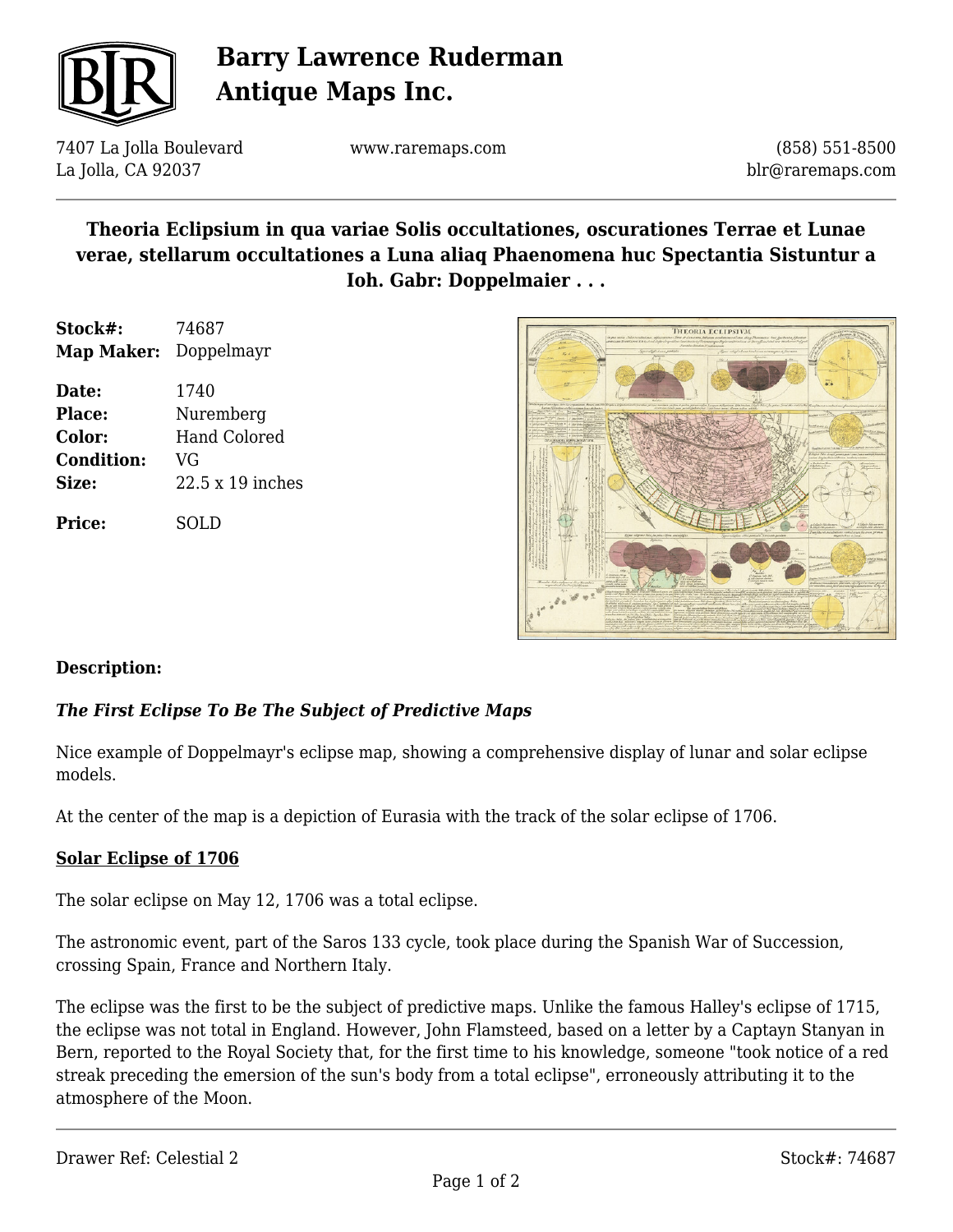# Barry Lawrence Ruderman Antique Maps Inc.

7407 La Jolla Boulevard
La Jolla, CA 92037

www.raremaps.com

(858) 551-8500
blr@raremaps.com

## Theoria Eclipsium in qua variae Solis occultationes, oscurationes Terrae et Lunae verae, stellarum occultationes a Luna aliaq Phaenomena huc Spectantia Sistuntur a Ioh. Gabr: Doppelmaier . . .

**Stock#:** 74687
**Map Maker:** Doppelmayr

**Date:** 1740
**Place:** Nuremberg
**Color:** Hand Colored
**Condition:** VG
**Size:** 22.5 x 19 inches

**Price:** SOLD

**Description:**

***The First Eclipse To Be The Subject of Predictive Maps***

Nice example of Doppelmayr's eclipse map, showing a comprehensive display of lunar and solar eclipse models.

At the center of the map is a depiction of Eurasia with the track of the solar eclipse of 1706.

**Solar Eclipse of 1706**

The solar eclipse on May 12, 1706 was a total eclipse.

The astronomic event, part of the Saros 133 cycle, took place during the Spanish War of Succession, crossing Spain, France and Northern Italy.

The eclipse was the first to be the subject of predictive maps. Unlike the famous Halley's eclipse of 1715, the eclipse was not total in England. However, John Flamsteed, based on a letter by a Captayn Stanyan in Bern, reported to the Royal Society that, for the first time to his knowledge, someone "took notice of a red streak preceding the emersion of the sun's body from a total eclipse", erroneously attributing it to the atmosphere of the Moon.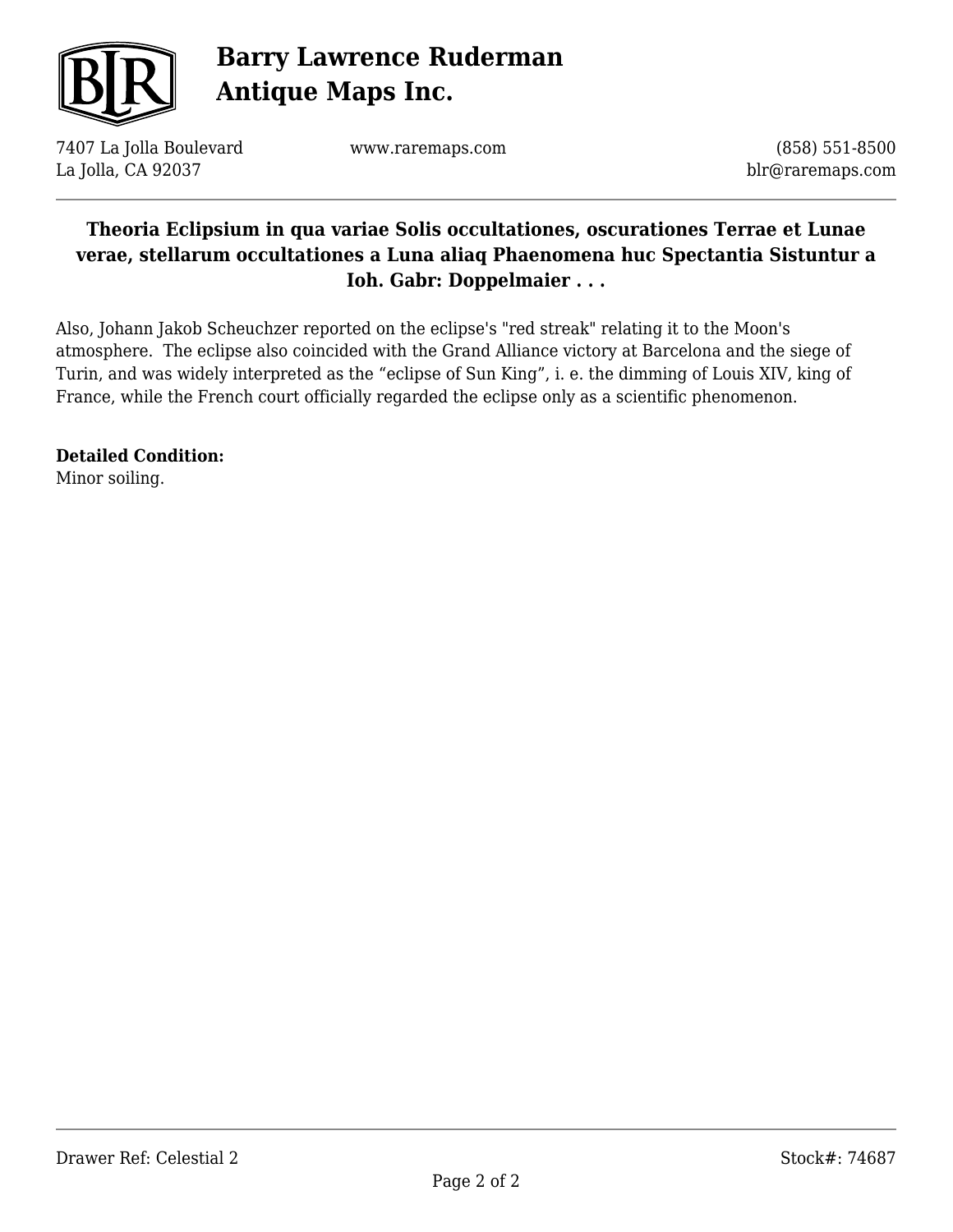## Theoria Eclipsium in qua variae Solis occultationes, oscurationes Terrae et Lunae verae, stellarum occultationes a Luna aliaq Phaenomena huc Spectantia Sistuntur a Ioh. Gabr: Doppelmaier . . .

Also, Johann Jakob Scheuchzer reported on the eclipse's "red streak" relating it to the Moon's atmosphere. The eclipse also coincided with the Grand Alliance victory at Barcelona and the siege of Turin, and was widely interpreted as the "eclipse of Sun King", i. e. the dimming of Louis XIV, king of France, while the French court officially regarded the eclipse only as a scientific phenomenon.

**Detailed Condition:**
Minor soiling.

Drawer Ref: Celestial 2

Stock#: 74687